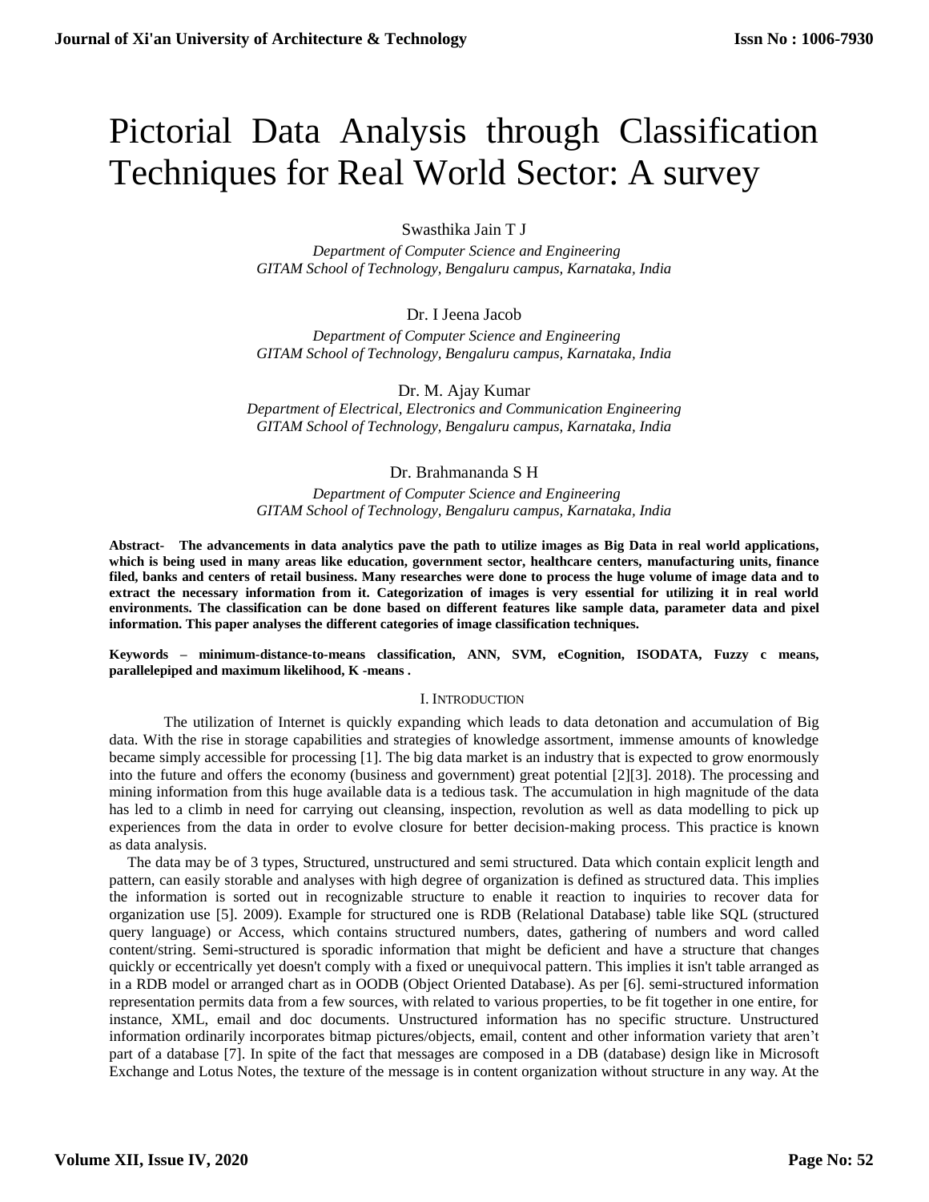# Pictorial Data Analysis through Classification Techniques for Real World Sector: A survey

Swasthika Jain T J

*Department of Computer Science and Engineering*
*GITAM School of Technology, Bengaluru campus, Karnataka, India*

Dr. I Jeena Jacob

*Department of Computer Science and Engineering*
*GITAM School of Technology, Bengaluru campus, Karnataka, India*

Dr. M. Ajay Kumar

*Department of Electrical, Electronics and Communication Engineering*
*GITAM School of Technology, Bengaluru campus, Karnataka, India*

Dr. Brahmananda S H

*Department of Computer Science and Engineering*
*GITAM School of Technology, Bengaluru campus, Karnataka, India*

**Abstract- The advancements in data analytics pave the path to utilize images as Big Data in real world applications, which is being used in many areas like education, government sector, healthcare centers, manufacturing units, finance filed, banks and centers of retail business. Many researches were done to process the huge volume of image data and to extract the necessary information from it. Categorization of images is very essential for utilizing it in real world environments. The classification can be done based on different features like sample data, parameter data and pixel information. This paper analyses the different categories of image classification techniques.**

**Keywords – minimum-distance-to-means classification, ANN, SVM, eCognition, ISODATA, Fuzzy c means, parallelepiped and maximum likelihood, K -means .**

## I. Introduction

The utilization of Internet is quickly expanding which leads to data detonation and accumulation of Big data. With the rise in storage capabilities and strategies of knowledge assortment, immense amounts of knowledge became simply accessible for processing [1]. The big data market is an industry that is expected to grow enormously into the future and offers the economy (business and government) great potential [2][3]. 2018). The processing and mining information from this huge available data is a tedious task. The accumulation in high magnitude of the data has led to a climb in need for carrying out cleansing, inspection, revolution as well as data modelling to pick up experiences from the data in order to evolve closure for better decision-making process. This practice is known as data analysis.

The data may be of 3 types, Structured, unstructured and semi structured. Data which contain explicit length and pattern, can easily storable and analyses with high degree of organization is defined as structured data. This implies the information is sorted out in recognizable structure to enable it reaction to inquiries to recover data for organization use [5]. 2009). Example for structured one is RDB (Relational Database) table like SQL (structured query language) or Access, which contains structured numbers, dates, gathering of numbers and word called content/string. Semi-structured is sporadic information that might be deficient and have a structure that changes quickly or eccentrically yet doesn't comply with a fixed or unequivocal pattern. This implies it isn't table arranged as in a RDB model or arranged chart as in OODB (Object Oriented Database). As per [6]. semi-structured information representation permits data from a few sources, with related to various properties, to be fit together in one entire, for instance, XML, email and doc documents. Unstructured information has no specific structure. Unstructured information ordinarily incorporates bitmap pictures/objects, email, content and other information variety that aren't part of a database [7]. In spite of the fact that messages are composed in a DB (database) design like in Microsoft Exchange and Lotus Notes, the texture of the message is in content organization without structure in any way. At the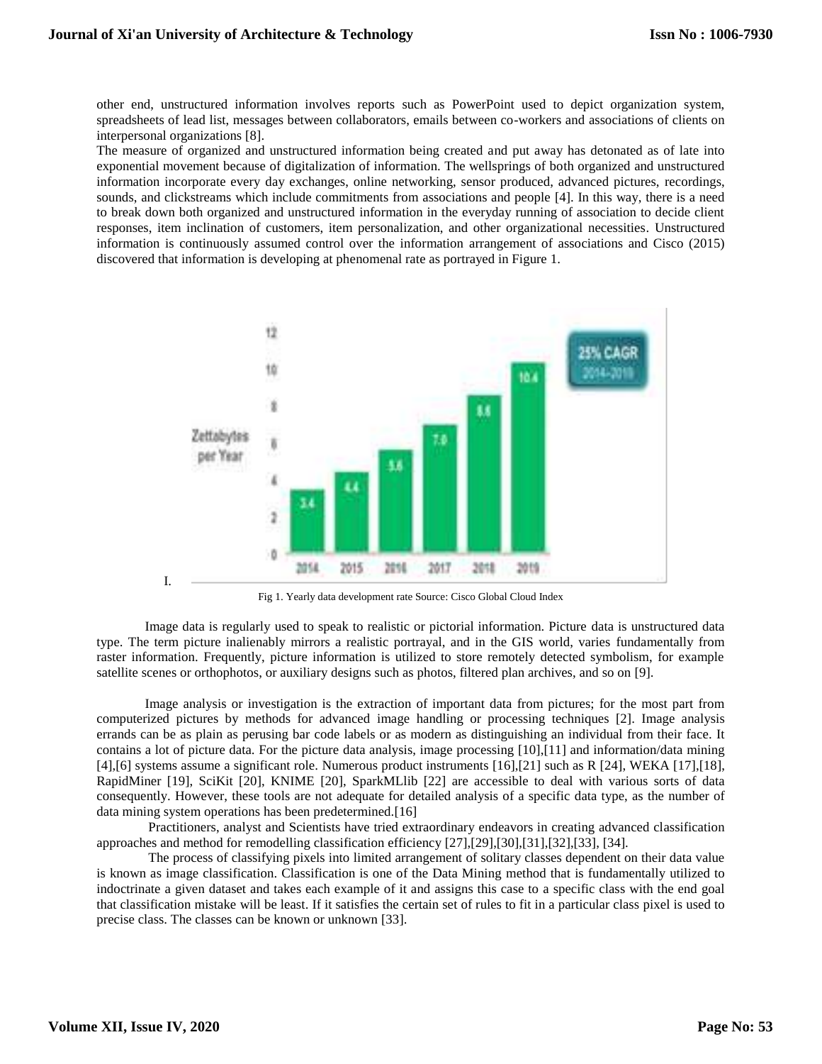other end, unstructured information involves reports such as PowerPoint used to depict organization system, spreadsheets of lead list, messages between collaborators, emails between co-workers and associations of clients on interpersonal organizations [8].

The measure of organized and unstructured information being created and put away has detonated as of late into exponential movement because of digitalization of information. The wellsprings of both organized and unstructured information incorporate every day exchanges, online networking, sensor produced, advanced pictures, recordings, sounds, and clickstreams which include commitments from associations and people [4]. In this way, there is a need to break down both organized and unstructured information in the everyday running of association to decide client responses, item inclination of customers, item personalization, and other organizational necessities. Unstructured information is continuously assumed control over the information arrangement of associations and Cisco (2015) discovered that information is developing at phenomenal rate as portrayed in Figure 1.

Fig 1. Yearly data development rate Source: Cisco Global Cloud Index

Image data is regularly used to speak to realistic or pictorial information. Picture data is unstructured data type. The term picture inalienably mirrors a realistic portrayal, and in the GIS world, varies fundamentally from raster information. Frequently, picture information is utilized to store remotely detected symbolism, for example satellite scenes or orthophotos, or auxiliary designs such as photos, filtered plan archives, and so on [9].

Image analysis or investigation is the extraction of important data from pictures; for the most part from computerized pictures by methods for advanced image handling or processing techniques [2]. Image analysis errands can be as plain as perusing bar code labels or as modern as distinguishing an individual from their face. It contains a lot of picture data. For the picture data analysis, image processing [10],[11] and information/data mining [4],[6] systems assume a significant role. Numerous product instruments [16],[21] such as R [24], WEKA [17],[18], RapidMiner [19], SciKit [20], KNIME [20], SparkMLlib [22] are accessible to deal with various sorts of data consequently. However, these tools are not adequate for detailed analysis of a specific data type, as the number of data mining system operations has been predetermined.[16]

Practitioners, analyst and Scientists have tried extraordinary endeavors in creating advanced classification approaches and method for remodelling classification efficiency [27],[29],[30],[31],[32],[33], [34].

The process of classifying pixels into limited arrangement of solitary classes dependent on their data value is known as image classification. Classification is one of the Data Mining method that is fundamentally utilized to indoctrinate a given dataset and takes each example of it and assigns this case to a specific class with the end goal that classification mistake will be least. If it satisfies the certain set of rules to fit in a particular class pixel is used to precise class. The classes can be known or unknown [33].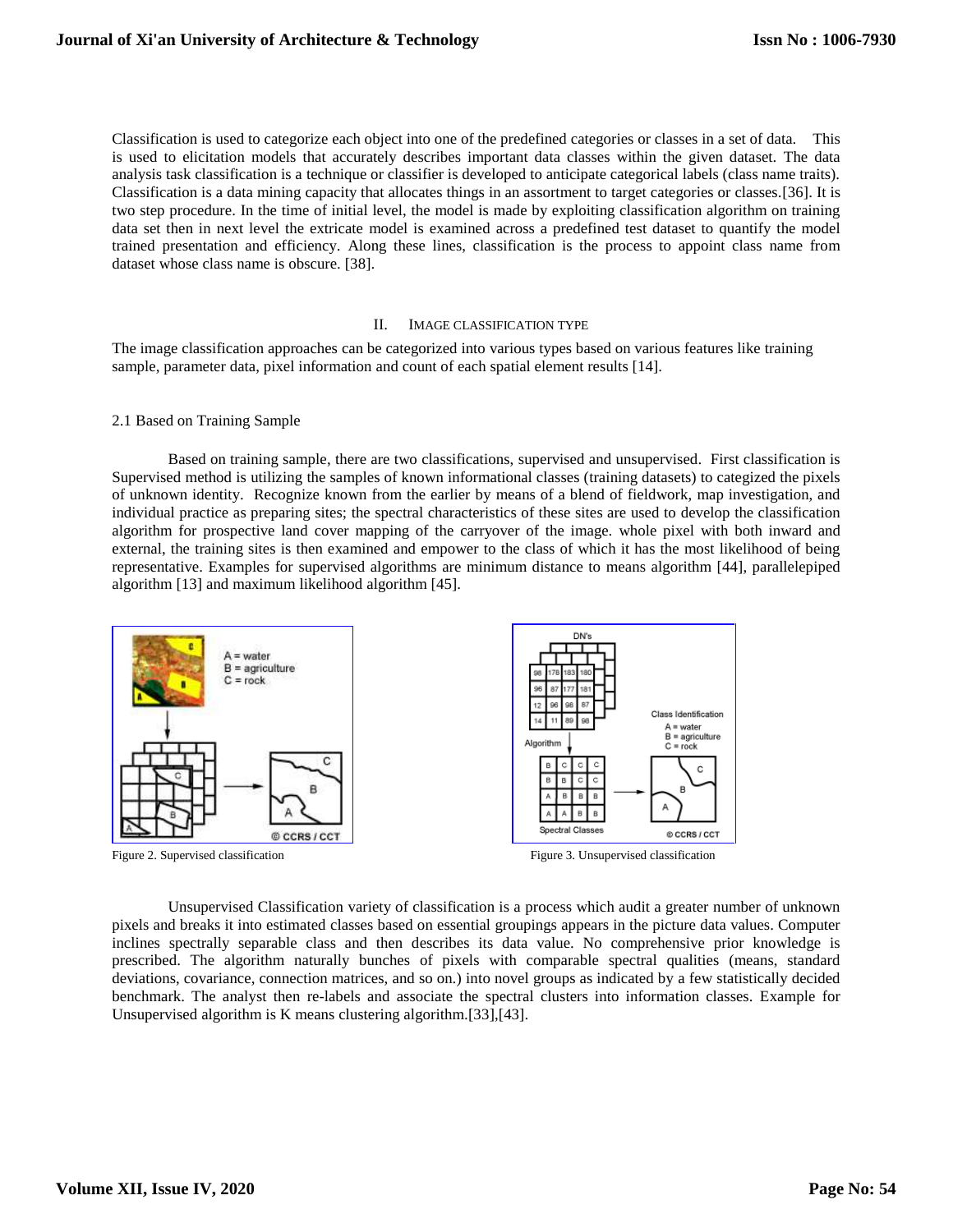Classification is used to categorize each object into one of the predefined categories or classes in a set of data. This is used to elicitation models that accurately describes important data classes within the given dataset. The data analysis task classification is a technique or classifier is developed to anticipate categorical labels (class name traits). Classification is a data mining capacity that allocates things in an assortment to target categories or classes.[36]. It is two step procedure. In the time of initial level, the model is made by exploiting classification algorithm on training data set then in next level the extricate model is examined across a predefined test dataset to quantify the model trained presentation and efficiency. Along these lines, classification is the process to appoint class name from dataset whose class name is obscure. [38].

## II. IMAGE CLASSIFICATION TYPE

The image classification approaches can be categorized into various types based on various features like training sample, parameter data, pixel information and count of each spatial element results [14].

### 2.1 Based on Training Sample

Based on training sample, there are two classifications, supervised and unsupervised. First classification is Supervised method is utilizing the samples of known informational classes (training datasets) to categized the pixels of unknown identity. Recognize known from the earlier by means of a blend of fieldwork, map investigation, and individual practice as preparing sites; the spectral characteristics of these sites are used to develop the classification algorithm for prospective land cover mapping of the carryover of the image. whole pixel with both inward and external, the training sites is then examined and empower to the class of which it has the most likelihood of being representative. Examples for supervised algorithms are minimum distance to means algorithm [44], parallelepiped algorithm [13] and maximum likelihood algorithm [45].

Figure 2. Supervised classification

Figure 3. Unsupervised classification

Unsupervised Classification variety of classification is a process which audit a greater number of unknown pixels and breaks it into estimated classes based on essential groupings appears in the picture data values. Computer inclines spectrally separable class and then describes its data value. No comprehensive prior knowledge is prescribed. The algorithm naturally bunches of pixels with comparable spectral qualities (means, standard deviations, covariance, connection matrices, and so on.) into novel groups as indicated by a few statistically decided benchmark. The analyst then re-labels and associate the spectral clusters into information classes. Example for Unsupervised algorithm is K means clustering algorithm.[33],[43].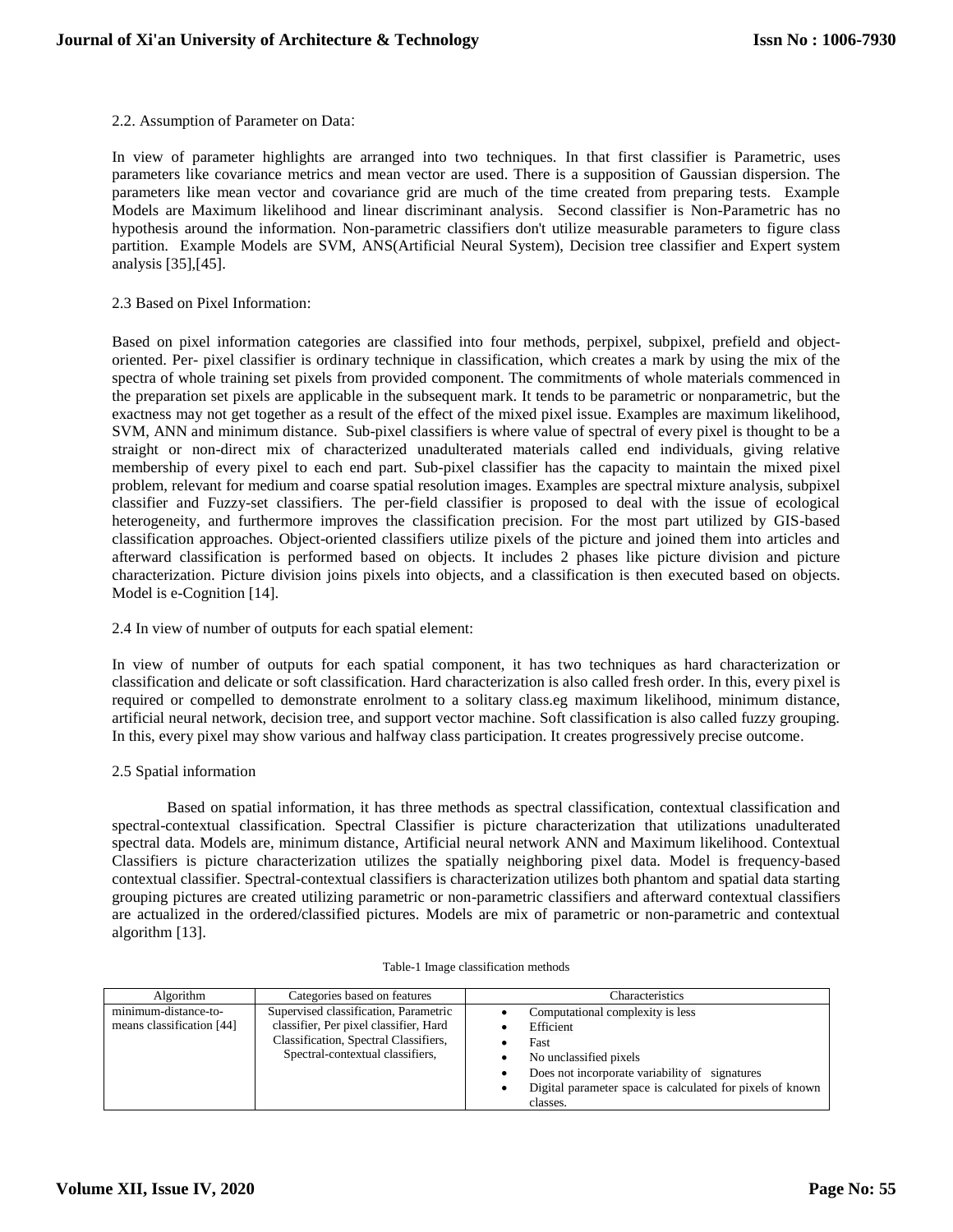2.2. Assumption of Parameter on Data:

In view of parameter highlights are arranged into two techniques. In that first classifier is Parametric, uses parameters like covariance metrics and mean vector are used. There is a supposition of Gaussian dispersion. The parameters like mean vector and covariance grid are much of the time created from preparing tests. Example Models are Maximum likelihood and linear discriminant analysis. Second classifier is Non-Parametric has no hypothesis around the information. Non-parametric classifiers don't utilize measurable parameters to figure class partition. Example Models are SVM, ANS(Artificial Neural System), Decision tree classifier and Expert system analysis [35],[45].

2.3 Based on Pixel Information:

Based on pixel information categories are classified into four methods, perpixel, subpixel, prefield and object-oriented. Per- pixel classifier is ordinary technique in classification, which creates a mark by using the mix of the spectra of whole training set pixels from provided component. The commitments of whole materials commenced in the preparation set pixels are applicable in the subsequent mark. It tends to be parametric or nonparametric, but the exactness may not get together as a result of the effect of the mixed pixel issue. Examples are maximum likelihood, SVM, ANN and minimum distance. Sub-pixel classifiers is where value of spectral of every pixel is thought to be a straight or non-direct mix of characterized unadulterated materials called end individuals, giving relative membership of every pixel to each end part. Sub-pixel classifier has the capacity to maintain the mixed pixel problem, relevant for medium and coarse spatial resolution images. Examples are spectral mixture analysis, subpixel classifier and Fuzzy-set classifiers. The per-field classifier is proposed to deal with the issue of ecological heterogeneity, and furthermore improves the classification precision. For the most part utilized by GIS-based classification approaches. Object-oriented classifiers utilize pixels of the picture and joined them into articles and afterward classification is performed based on objects. It includes 2 phases like picture division and picture characterization. Picture division joins pixels into objects, and a classification is then executed based on objects. Model is e-Cognition [14].

2.4 In view of number of outputs for each spatial element:

In view of number of outputs for each spatial component, it has two techniques as hard characterization or classification and delicate or soft classification. Hard characterization is also called fresh order. In this, every pixel is required or compelled to demonstrate enrolment to a solitary class.eg maximum likelihood, minimum distance, artificial neural network, decision tree, and support vector machine. Soft classification is also called fuzzy grouping. In this, every pixel may show various and halfway class participation. It creates progressively precise outcome.

2.5 Spatial information

Based on spatial information, it has three methods as spectral classification, contextual classification and spectral-contextual classification. Spectral Classifier is picture characterization that utilizations unadulterated spectral data. Models are, minimum distance, Artificial neural network ANN and Maximum likelihood. Contextual Classifiers is picture characterization utilizes the spatially neighboring pixel data. Model is frequency-based contextual classifier. Spectral-contextual classifiers is characterization utilizes both phantom and spatial data starting grouping pictures are created utilizing parametric or non-parametric classifiers and afterward contextual classifiers are actualized in the ordered/classified pictures. Models are mix of parametric or non-parametric and contextual algorithm [13].

Table-1 Image classification methods

| Algorithm | Categories based on features | Characteristics |
|---|---|---|
| minimum-distance-to-means classification [44] | Supervised classification, Parametric classifier, Per pixel classifier, Hard Classification, Spectral Classifiers, Spectral-contextual classifiers, | • Computational complexity is less<br>• Efficient<br>• Fast<br>• No unclassified pixels<br>• Does not incorporate variability of signatures<br>• Digital parameter space is calculated for pixels of known classes. |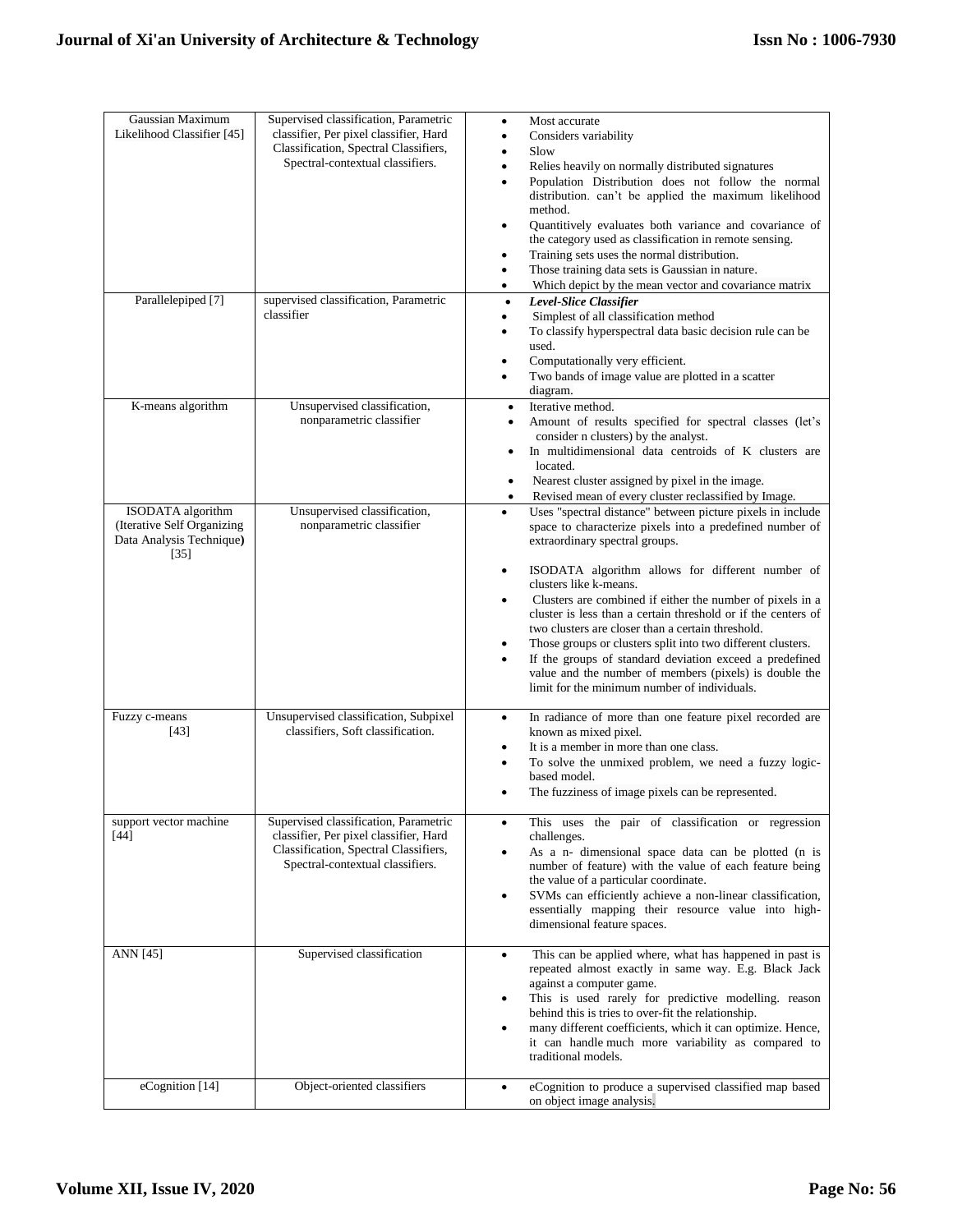| Gaussian Maximum Likelihood Classifier [45] | Supervised classification, Parametric classifier, Per pixel classifier, Hard Classification, Spectral Classifiers, Spectral-contextual classifiers. | • Most accurate<br>• Considers variability<br>• Slow<br>• Relies heavily on normally distributed signatures<br>• Population Distribution does not follow the normal distribution. can't be applied the maximum likelihood method.<br>• Quantitively evaluates both variance and covariance of the category used as classification in remote sensing.<br>• Training sets uses the normal distribution.<br>• Those training data sets is Gaussian in nature.<br>• Which depict by the mean vector and covariance matrix |
|---|---|---|
| Parallelepiped [7] | supervised classification, Parametric classifier | • ***Level-Slice Classifier***<br>• Simplest of all classification method<br>• To classify hyperspectral data basic decision rule can be used.<br>• Computationally very efficient.<br>• Two bands of image value are plotted in a scatter diagram. |
| K-means algorithm | Unsupervised classification, nonparametric classifier | • Iterative method.<br>• Amount of results specified for spectral classes (let's consider n clusters) by the analyst.<br>• In multidimensional data centroids of K clusters are located.<br>• Nearest cluster assigned by pixel in the image.<br>• Revised mean of every cluster reclassified by Image. |
| ISODATA algorithm (Iterative Self Organizing Data Analysis Technique) [35] | Unsupervised classification, nonparametric classifier | • Uses "spectral distance" between picture pixels in include space to characterize pixels into a predefined number of extraordinary spectral groups.<br>• ISODATA algorithm allows for different number of clusters like k-means.<br>• Clusters are combined if either the number of pixels in a cluster is less than a certain threshold or if the centers of two clusters are closer than a certain threshold.<br>• Those groups or clusters split into two different clusters.<br>• If the groups of standard deviation exceed a predefined value and the number of members (pixels) is double the limit for the minimum number of individuals. |
| Fuzzy c-means [43] | Unsupervised classification, Subpixel classifiers, Soft classification. | • In radiance of more than one feature pixel recorded are known as mixed pixel.<br>• It is a member in more than one class.<br>• To solve the unmixed problem, we need a fuzzy logic-based model.<br>• The fuzziness of image pixels can be represented. |
| support vector machine [44] | Supervised classification, Parametric classifier, Per pixel classifier, Hard Classification, Spectral Classifiers, Spectral-contextual classifiers. | • This uses the pair of classification or regression challenges.<br>• As a n- dimensional space data can be plotted (n is number of feature) with the value of each feature being the value of a particular coordinate.<br>• SVMs can efficiently achieve a non-linear classification, essentially mapping their resource value into high-dimensional feature spaces. |
| ANN [45] | Supervised classification | • This can be applied where, what has happened in past is repeated almost exactly in same way. E.g. Black Jack against a computer game.<br>• This is used rarely for predictive modelling. reason behind this is tries to over-fit the relationship.<br>• many different coefficients, which it can optimize. Hence, it can handle much more variability as compared to traditional models. |
| eCognition [14] | Object-oriented classifiers | • eCognition to produce a supervised classified map based on object image analysis. |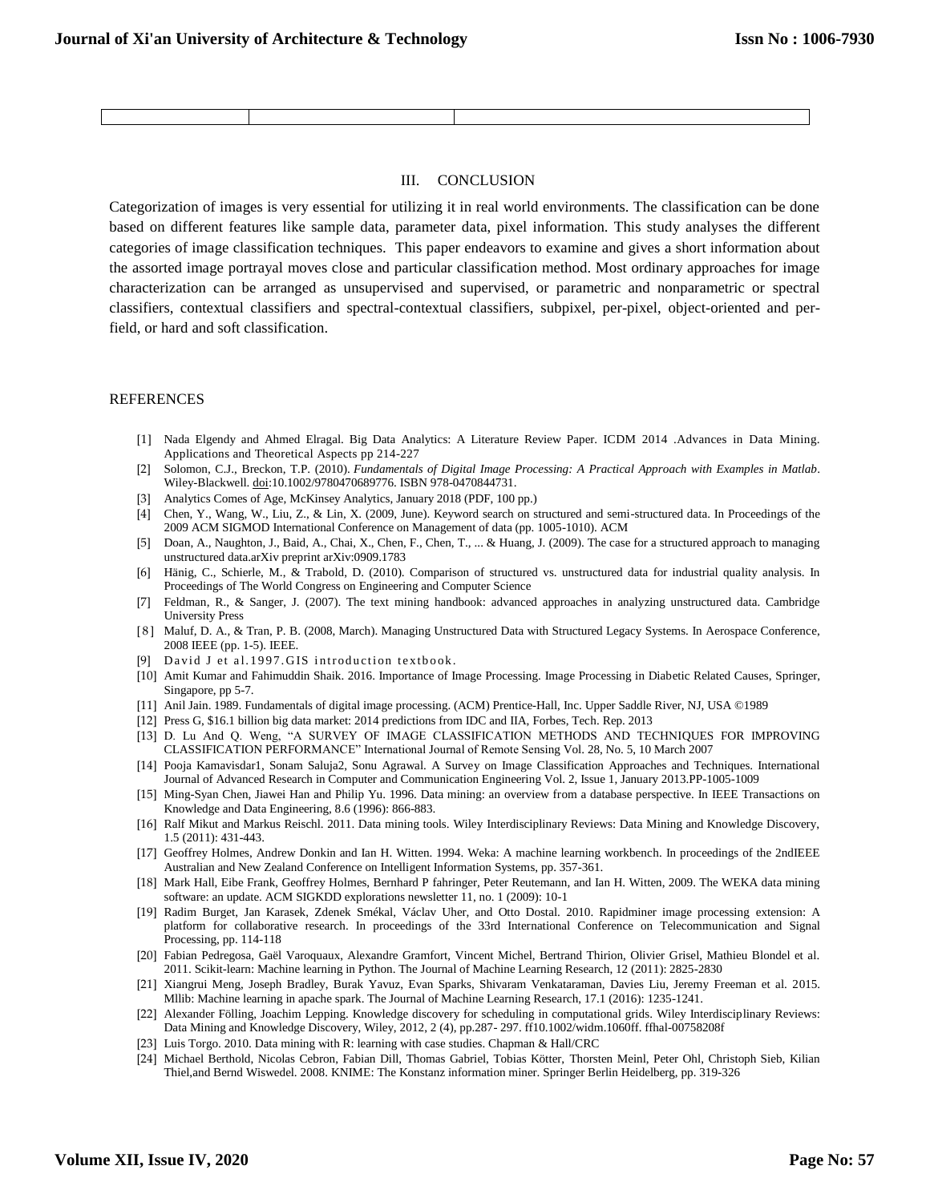| | | |
|---|---|---|

## III. CONCLUSION

Categorization of images is very essential for utilizing it in real world environments. The classification can be done based on different features like sample data, parameter data, pixel information. This study analyses the different categories of image classification techniques. This paper endeavors to examine and gives a short information about the assorted image portrayal moves close and particular classification method. Most ordinary approaches for image characterization can be arranged as unsupervised and supervised, or parametric and nonparametric or spectral classifiers, contextual classifiers and spectral-contextual classifiers, subpixel, per-pixel, object-oriented and per-field, or hard and soft classification.

## REFERENCES

[1] Nada Elgendy and Ahmed Elragal. Big Data Analytics: A Literature Review Paper. ICDM 2014 .Advances in Data Mining. Applications and Theoretical Aspects pp 214-227

[2] Solomon, C.J., Breckon, T.P. (2010). *Fundamentals of Digital Image Processing: A Practical Approach with Examples in Matlab*. Wiley-Blackwell. doi:10.1002/9780470689776. ISBN 978-0470844731.

[3] Analytics Comes of Age, McKinsey Analytics, January 2018 (PDF, 100 pp.)

[4] Chen, Y., Wang, W., Liu, Z., & Lin, X. (2009, June). Keyword search on structured and semi-structured data. In Proceedings of the 2009 ACM SIGMOD International Conference on Management of data (pp. 1005-1010). ACM

[5] Doan, A., Naughton, J., Baid, A., Chai, X., Chen, F., Chen, T., ... & Huang, J. (2009). The case for a structured approach to managing unstructured data.arXiv preprint arXiv:0909.1783

[6] Hänig, C., Schierle, M., & Trabold, D. (2010). Comparison of structured vs. unstructured data for industrial quality analysis. In Proceedings of The World Congress on Engineering and Computer Science

[7] Feldman, R., & Sanger, J. (2007). The text mining handbook: advanced approaches in analyzing unstructured data. Cambridge University Press

[8] Maluf, D. A., & Tran, P. B. (2008, March). Managing Unstructured Data with Structured Legacy Systems. In Aerospace Conference, 2008 IEEE (pp. 1-5). IEEE.

[9] David J et al.1997.GIS introduction textbook.

[10] Amit Kumar and Fahimuddin Shaik. 2016. Importance of Image Processing. Image Processing in Diabetic Related Causes, Springer, Singapore, pp 5-7.

[11] Anil Jain. 1989. Fundamentals of digital image processing. (ACM) Prentice-Hall, Inc. Upper Saddle River, NJ, USA ©1989

[12] Press G, $16.1 billion big data market: 2014 predictions from IDC and IIA, Forbes, Tech. Rep. 2013

[13] D. Lu And Q. Weng, "A SURVEY OF IMAGE CLASSIFICATION METHODS AND TECHNIQUES FOR IMPROVING CLASSIFICATION PERFORMANCE" International Journal of Remote Sensing Vol. 28, No. 5, 10 March 2007

[14] Pooja Kamavisdar1, Sonam Saluja2, Sonu Agrawal. A Survey on Image Classification Approaches and Techniques. International Journal of Advanced Research in Computer and Communication Engineering Vol. 2, Issue 1, January 2013.PP-1005-1009

[15] Ming-Syan Chen, Jiawei Han and Philip Yu. 1996. Data mining: an overview from a database perspective. In IEEE Transactions on Knowledge and Data Engineering, 8.6 (1996): 866-883.

[16] Ralf Mikut and Markus Reischl. 2011. Data mining tools. Wiley Interdisciplinary Reviews: Data Mining and Knowledge Discovery, 1.5 (2011): 431-443.

[17] Geoffrey Holmes, Andrew Donkin and Ian H. Witten. 1994. Weka: A machine learning workbench. In proceedings of the 2ndIEEE Australian and New Zealand Conference on Intelligent Information Systems, pp. 357-361.

[18] Mark Hall, Eibe Frank, Geoffrey Holmes, Bernhard P fahringer, Peter Reutemann, and Ian H. Witten, 2009. The WEKA data mining software: an update. ACM SIGKDD explorations newsletter 11, no. 1 (2009): 10-1

[19] Radim Burget, Jan Karasek, Zdenek Smékal, Václav Uher, and Otto Dostal. 2010. Rapidminer image processing extension: A platform for collaborative research. In proceedings of the 33rd International Conference on Telecommunication and Signal Processing, pp. 114-118

[20] Fabian Pedregosa, Gaël Varoquaux, Alexandre Gramfort, Vincent Michel, Bertrand Thirion, Olivier Grisel, Mathieu Blondel et al. 2011. Scikit-learn: Machine learning in Python. The Journal of Machine Learning Research, 12 (2011): 2825-2830

[21] Xiangrui Meng, Joseph Bradley, Burak Yavuz, Evan Sparks, Shivaram Venkataraman, Davies Liu, Jeremy Freeman et al. 2015. Mllib: Machine learning in apache spark. The Journal of Machine Learning Research, 17.1 (2016): 1235-1241.

[22] Alexander Fölling, Joachim Lepping. Knowledge discovery for scheduling in computational grids. Wiley Interdisciplinary Reviews: Data Mining and Knowledge Discovery, Wiley, 2012, 2 (4), pp.287- 297. ff10.1002/widm.1060ff. ffhal-00758208f

[23] Luis Torgo. 2010. Data mining with R: learning with case studies. Chapman & Hall/CRC

[24] Michael Berthold, Nicolas Cebron, Fabian Dill, Thomas Gabriel, Tobias Kötter, Thorsten Meinl, Peter Ohl, Christoph Sieb, Kilian Thiel,and Bernd Wiswedel. 2008. KNIME: The Konstanz information miner. Springer Berlin Heidelberg, pp. 319-326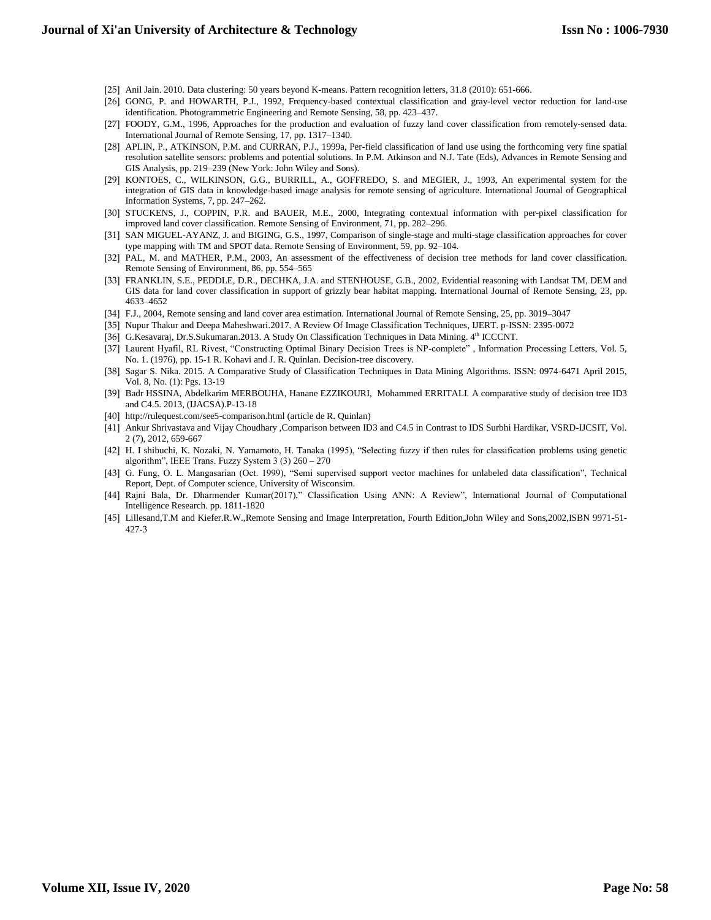[25] Anil Jain. 2010. Data clustering: 50 years beyond K-means. Pattern recognition letters, 31.8 (2010): 651-666.

[26] GONG, P. and HOWARTH, P.J., 1992, Frequency-based contextual classification and gray-level vector reduction for land-use identification. Photogrammetric Engineering and Remote Sensing, 58, pp. 423–437.

[27] FOODY, G.M., 1996, Approaches for the production and evaluation of fuzzy land cover classification from remotely-sensed data. International Journal of Remote Sensing, 17, pp. 1317–1340.

[28] APLIN, P., ATKINSON, P.M. and CURRAN, P.J., 1999a, Per-field classification of land use using the forthcoming very fine spatial resolution satellite sensors: problems and potential solutions. In P.M. Atkinson and N.J. Tate (Eds), Advances in Remote Sensing and GIS Analysis, pp. 219–239 (New York: John Wiley and Sons).

[29] KONTOES, C., WILKINSON, G.G., BURRILL, A., GOFFREDO, S. and MEGIER, J., 1993, An experimental system for the integration of GIS data in knowledge-based image analysis for remote sensing of agriculture. International Journal of Geographical Information Systems, 7, pp. 247–262.

[30] STUCKENS, J., COPPIN, P.R. and BAUER, M.E., 2000, Integrating contextual information with per-pixel classification for improved land cover classification. Remote Sensing of Environment, 71, pp. 282–296.

[31] SAN MIGUEL-AYANZ, J. and BIGING, G.S., 1997, Comparison of single-stage and multi-stage classification approaches for cover type mapping with TM and SPOT data. Remote Sensing of Environment, 59, pp. 92–104.

[32] PAL, M. and MATHER, P.M., 2003, An assessment of the effectiveness of decision tree methods for land cover classification. Remote Sensing of Environment, 86, pp. 554–565

[33] FRANKLIN, S.E., PEDDLE, D.R., DECHKA, J.A. and STENHOUSE, G.B., 2002, Evidential reasoning with Landsat TM, DEM and GIS data for land cover classification in support of grizzly bear habitat mapping. International Journal of Remote Sensing, 23, pp. 4633–4652

[34] F.J., 2004, Remote sensing and land cover area estimation. International Journal of Remote Sensing, 25, pp. 3019–3047

[35] Nupur Thakur and Deepa Maheshwari.2017. A Review Of Image Classification Techniques, IJERT. p-ISSN: 2395-0072

[36] G.Kesavaraj, Dr.S.Sukumaran.2013. A Study On Classification Techniques in Data Mining. 4th ICCCNT.

[37] Laurent Hyafil, RL Rivest, “Constructing Optimal Binary Decision Trees is NP-complete” , Information Processing Letters, Vol. 5, No. 1. (1976), pp. 15-1 R. Kohavi and J. R. Quinlan. Decision-tree discovery.

[38] Sagar S. Nika. 2015. A Comparative Study of Classification Techniques in Data Mining Algorithms. ISSN: 0974-6471 April 2015, Vol. 8, No. (1): Pgs. 13-19

[39] Badr HSSINA, Abdelkarim MERBOUHA, Hanane EZZIKOURI, Mohammed ERRITALI. A comparative study of decision tree ID3 and C4.5. 2013, (IJACSA).P-13-18

[40] http://rulequest.com/see5-comparison.html (article de R. Quinlan)

[41] Ankur Shrivastava and Vijay Choudhary ,Comparison between ID3 and C4.5 in Contrast to IDS Surbhi Hardikar, VSRD-IJCSIT, Vol. 2 (7), 2012, 659-667

[42] H. I shibuchi, K. Nozaki, N. Yamamoto, H. Tanaka (1995), “Selecting fuzzy if then rules for classification problems using genetic algorithm”, IEEE Trans. Fuzzy System 3 (3) 260 – 270

[43] G. Fung, O. L. Mangasarian (Oct. 1999), “Semi supervised support vector machines for unlabeled data classification”, Technical Report, Dept. of Computer science, University of Wisconsim.

[44] Rajni Bala, Dr. Dharmender Kumar(2017),” Classification Using ANN: A Review”, International Journal of Computational Intelligence Research. pp. 1811-1820

[45] Lillesand,T.M and Kiefer.R.W.,Remote Sensing and Image Interpretation, Fourth Edition,John Wiley and Sons,2002,ISBN 9971-51-427-3